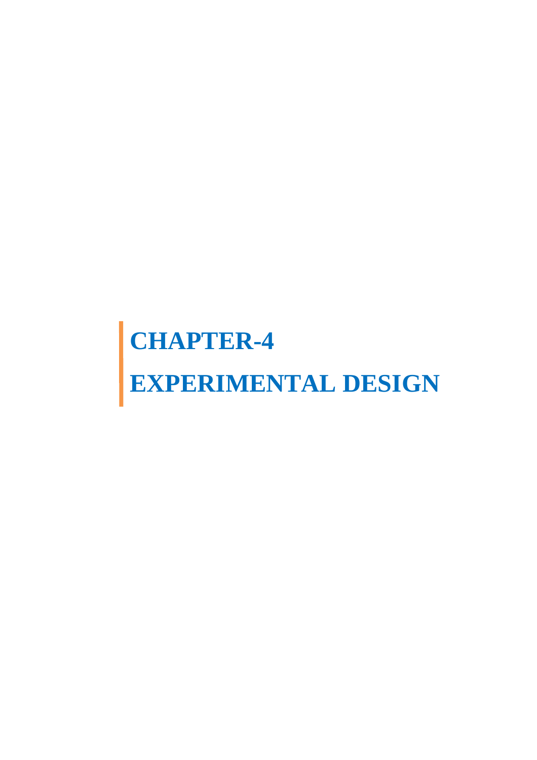# CHAPTER-4

# EXPERIMENTAL DESIGN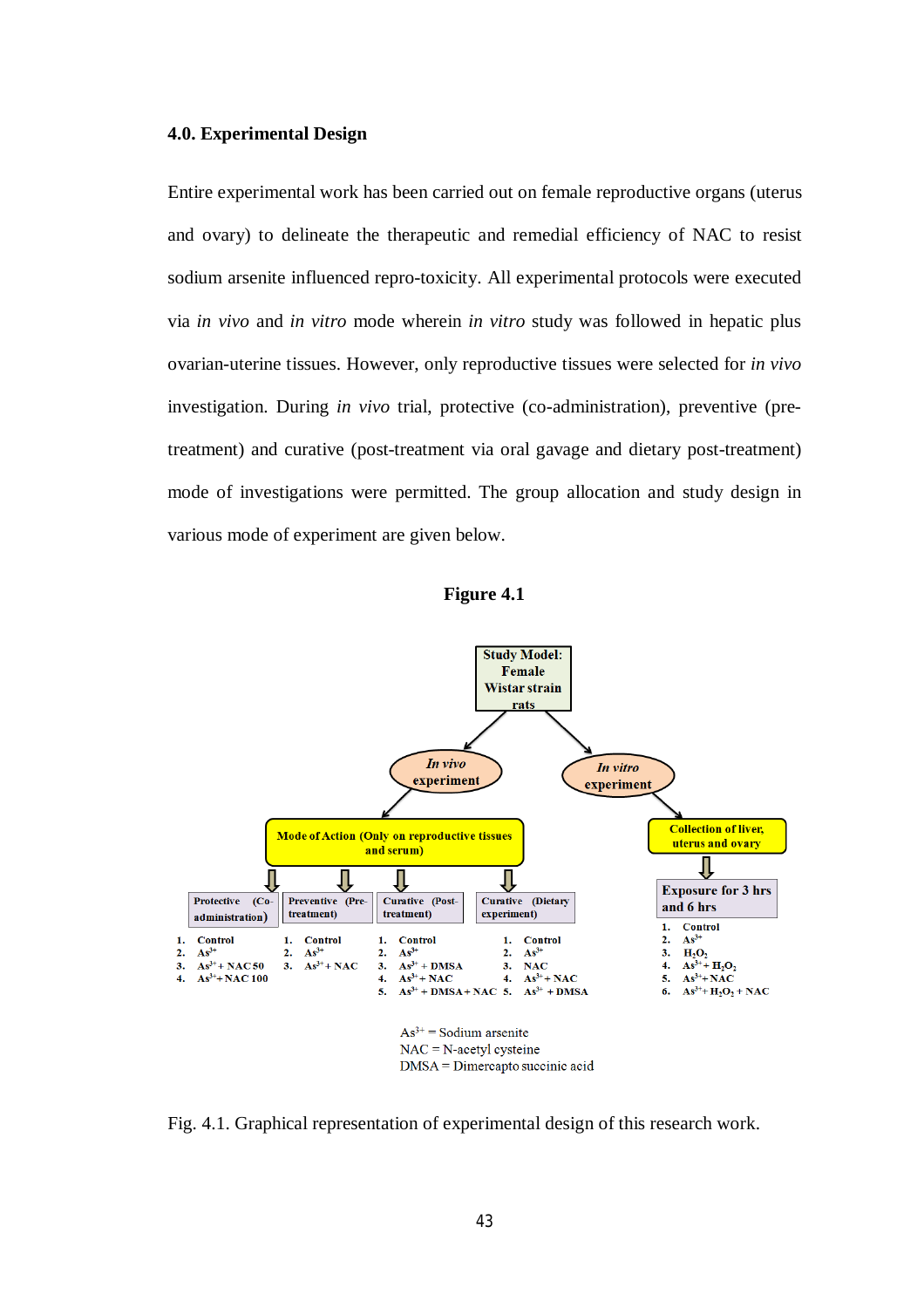### 4.0. Experimental Design

Entire experimental work has been carried out on female reproductive organs (uterus and ovary) to delineate the therapeutic and remedial efficiency of NAC to resist sodium arsenite influenced repro-toxicity. All experimental protocols were executed via *in vivo* and *in vitro* mode wherein *in vitro* study was followed in hepatic plus ovarian-uterine tissues. However, only reproductive tissues were selected for *in vivo* investigation. During *in vivo* trial, protective (co-administration), preventive (pre-treatment) and curative (post-treatment via oral gavage and dietary post-treatment) mode of investigations were permitted. The group allocation and study design in various mode of experiment are given below.

**Figure 4.1**

**Study Model: Female Wistar strain rats**

***In vivo* experiment**

**Mode of Action (Only on reproductive tissues and serum)**

**Protective (Co-administration)**

1. Control
2. $As^{3+}$
3. $As^{3+}$ + NAC 50
4. $As^{3+}$ + NAC 100

**Preventive (Pre-treatment)**

1. Control
2. $As^{3+}$
3. $As^{3+}$ + NAC

**Curative (Post-treatment)**

1. Control
2. $As^{3+}$
3. $As^{3+}$ + DMSA
4. $As^{3+}$ + NAC
5. $As^{3+}$ + DMSA + NAC

**Curative (Dietary experiment)**

1. Control
2. $As^{3+}$
3. NAC
4. $As^{3+}$ + NAC
5. $As^{3+}$ + DMSA

***In vitro* experiment**

**Collection of liver, uterus and ovary**

**Exposure for 3 hrs and 6 hrs**

1. Control
2. $As^{3+}$
3. $H_2O_2$
4. $As^{3+}$ + $H_2O_2$
5. $As^{3+}$ + NAC
6. $As^{3+}$ + $H_2O_2$ + NAC

$As^{3+}$ = Sodium arsenite
NAC = N-acetyl cysteine
DMSA = Dimercapto succinic acid

Fig. 4.1. Graphical representation of experimental design of this research work.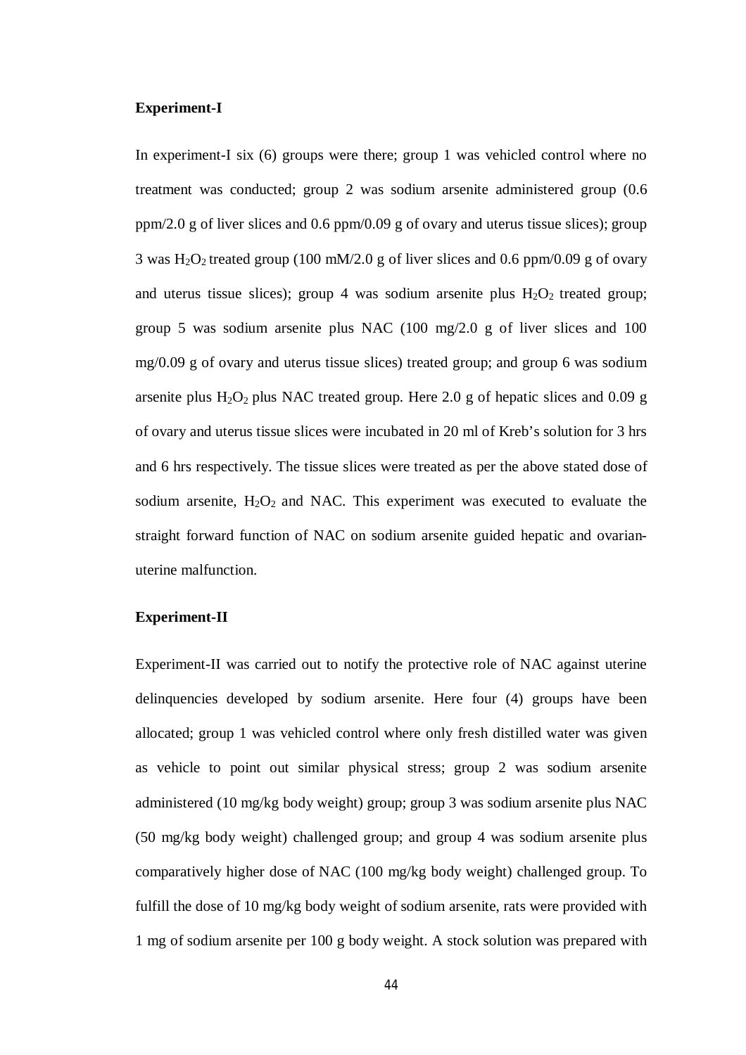**Experiment-I**

In experiment-I six (6) groups were there; group 1 was vehicled control where no treatment was conducted; group 2 was sodium arsenite administered group (0.6 ppm/2.0 g of liver slices and 0.6 ppm/0.09 g of ovary and uterus tissue slices); group 3 was $H_2O_2$ treated group (100 mM/2.0 g of liver slices and 0.6 ppm/0.09 g of ovary and uterus tissue slices); group 4 was sodium arsenite plus $H_2O_2$ treated group; group 5 was sodium arsenite plus NAC (100 mg/2.0 g of liver slices and 100 mg/0.09 g of ovary and uterus tissue slices) treated group; and group 6 was sodium arsenite plus $H_2O_2$ plus NAC treated group. Here 2.0 g of hepatic slices and 0.09 g of ovary and uterus tissue slices were incubated in 20 ml of Kreb's solution for 3 hrs and 6 hrs respectively. The tissue slices were treated as per the above stated dose of sodium arsenite, $H_2O_2$ and NAC. This experiment was executed to evaluate the straight forward function of NAC on sodium arsenite guided hepatic and ovarian-uterine malfunction.

**Experiment-II**

Experiment-II was carried out to notify the protective role of NAC against uterine delinquencies developed by sodium arsenite. Here four (4) groups have been allocated; group 1 was vehicled control where only fresh distilled water was given as vehicle to point out similar physical stress; group 2 was sodium arsenite administered (10 mg/kg body weight) group; group 3 was sodium arsenite plus NAC (50 mg/kg body weight) challenged group; and group 4 was sodium arsenite plus comparatively higher dose of NAC (100 mg/kg body weight) challenged group. To fulfill the dose of 10 mg/kg body weight of sodium arsenite, rats were provided with 1 mg of sodium arsenite per 100 g body weight. A stock solution was prepared with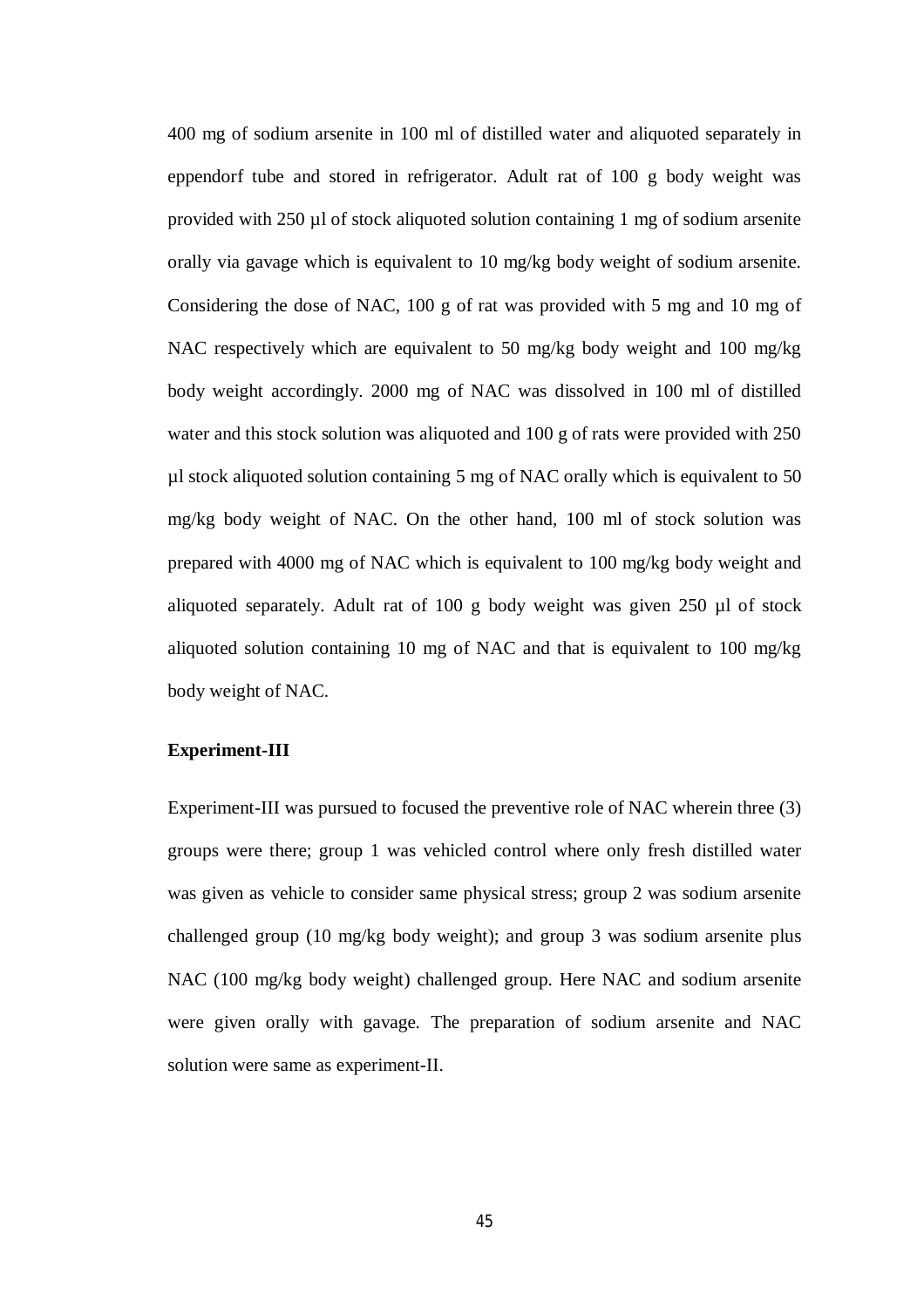400 mg of sodium arsenite in 100 ml of distilled water and aliquoted separately in eppendorf tube and stored in refrigerator. Adult rat of 100 g body weight was provided with 250 µl of stock aliquoted solution containing 1 mg of sodium arsenite orally via gavage which is equivalent to 10 mg/kg body weight of sodium arsenite. Considering the dose of NAC, 100 g of rat was provided with 5 mg and 10 mg of NAC respectively which are equivalent to 50 mg/kg body weight and 100 mg/kg body weight accordingly. 2000 mg of NAC was dissolved in 100 ml of distilled water and this stock solution was aliquoted and 100 g of rats were provided with 250 µl stock aliquoted solution containing 5 mg of NAC orally which is equivalent to 50 mg/kg body weight of NAC. On the other hand, 100 ml of stock solution was prepared with 4000 mg of NAC which is equivalent to 100 mg/kg body weight and aliquoted separately. Adult rat of 100 g body weight was given 250 µl of stock aliquoted solution containing 10 mg of NAC and that is equivalent to 100 mg/kg body weight of NAC.

**Experiment-III**

Experiment-III was pursued to focused the preventive role of NAC wherein three (3) groups were there; group 1 was vehicled control where only fresh distilled water was given as vehicle to consider same physical stress; group 2 was sodium arsenite challenged group (10 mg/kg body weight); and group 3 was sodium arsenite plus NAC (100 mg/kg body weight) challenged group. Here NAC and sodium arsenite were given orally with gavage. The preparation of sodium arsenite and NAC solution were same as experiment-II.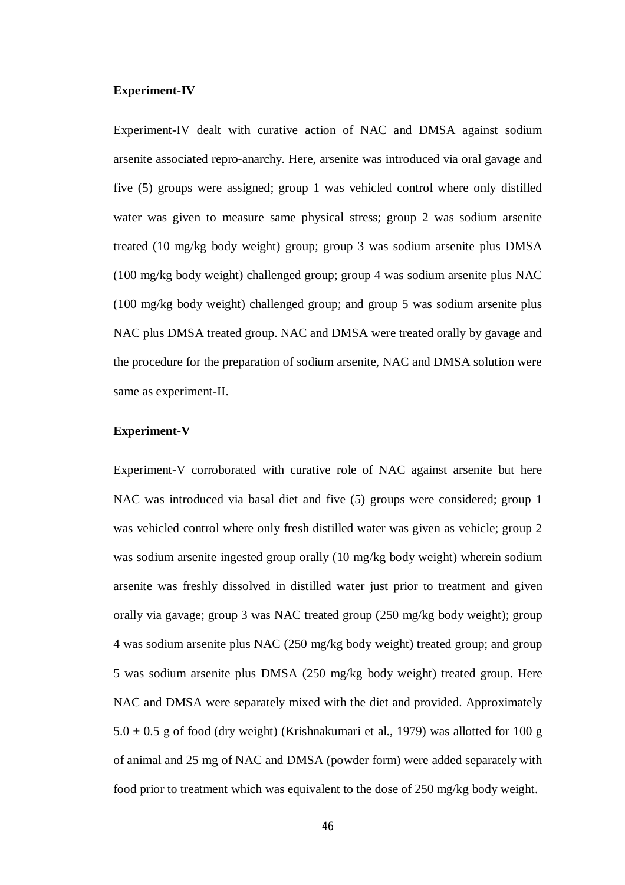**Experiment-IV**

Experiment-IV dealt with curative action of NAC and DMSA against sodium arsenite associated repro-anarchy. Here, arsenite was introduced via oral gavage and five (5) groups were assigned; group 1 was vehicled control where only distilled water was given to measure same physical stress; group 2 was sodium arsenite treated (10 mg/kg body weight) group; group 3 was sodium arsenite plus DMSA (100 mg/kg body weight) challenged group; group 4 was sodium arsenite plus NAC (100 mg/kg body weight) challenged group; and group 5 was sodium arsenite plus NAC plus DMSA treated group. NAC and DMSA were treated orally by gavage and the procedure for the preparation of sodium arsenite, NAC and DMSA solution were same as experiment-II.

**Experiment-V**

Experiment-V corroborated with curative role of NAC against arsenite but here NAC was introduced via basal diet and five (5) groups were considered; group 1 was vehicled control where only fresh distilled water was given as vehicle; group 2 was sodium arsenite ingested group orally (10 mg/kg body weight) wherein sodium arsenite was freshly dissolved in distilled water just prior to treatment and given orally via gavage; group 3 was NAC treated group (250 mg/kg body weight); group 4 was sodium arsenite plus NAC (250 mg/kg body weight) treated group; and group 5 was sodium arsenite plus DMSA (250 mg/kg body weight) treated group. Here NAC and DMSA were separately mixed with the diet and provided. Approximately $5.0 \pm 0.5$ g of food (dry weight) (Krishnakumari et al., 1979) was allotted for 100 g of animal and 25 mg of NAC and DMSA (powder form) were added separately with food prior to treatment which was equivalent to the dose of 250 mg/kg body weight.